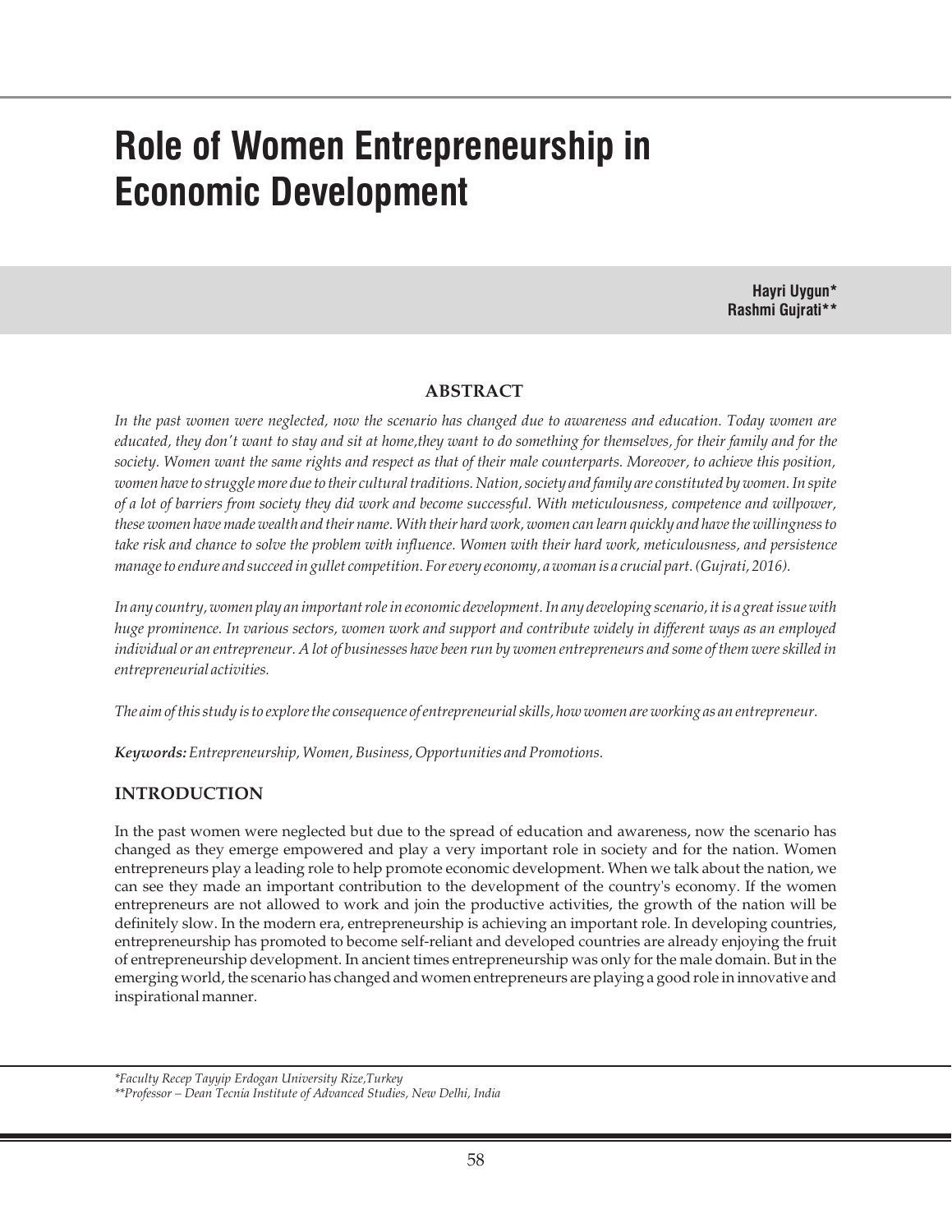# Role of Women Entrepreneurship in Economic Development

**Hayri Uygun***
**Rashmi Gujrati****

## ABSTRACT

*In the past women were neglected, now the scenario has changed due to awareness and education. Today women are educated, they don't want to stay and sit at home,they want to do something for themselves, for their family and for the society. Women want the same rights and respect as that of their male counterparts. Moreover, to achieve this position, women have to struggle more due to their cultural traditions. Nation, society and family are constituted by women. In spite of a lot of barriers from society they did work and become successful. With meticulousness, competence and willpower, these women have made wealth and their name. With their hard work, women can learn quickly and have the willingness to take risk and chance to solve the problem with influence. Women with their hard work, meticulousness, and persistence manage to endure and succeed in gullet competition. For every economy, a woman is a crucial part. (Gujrati, 2016).*

*In any country, women play an important role in economic development. In any developing scenario, it is a great issue with huge prominence. In various sectors, women work and support and contribute widely in different ways as an employed individual or an entrepreneur. A lot of businesses have been run by women entrepreneurs and some of them were skilled in entrepreneurial activities.*

*The aim of this study is to explore the consequence of entrepreneurial skills, how women are working as an entrepreneur.*

***Keywords:** Entrepreneurship, Women, Business, Opportunities and Promotions.*

## INTRODUCTION

In the past women were neglected but due to the spread of education and awareness, now the scenario has changed as they emerge empowered and play a very important role in society and for the nation. Women entrepreneurs play a leading role to help promote economic development. When we talk about the nation, we can see they made an important contribution to the development of the country's economy. If the women entrepreneurs are not allowed to work and join the productive activities, the growth of the nation will be definitely slow. In the modern era, entrepreneurship is achieving an important role. In developing countries, entrepreneurship has promoted to become self-reliant and developed countries are already enjoying the fruit of entrepreneurship development. In ancient times entrepreneurship was only for the male domain. But in the emerging world, the scenario has changed and women entrepreneurs are playing a good role in innovative and inspirational manner.

*\*Faculty Recep Tayyip Erdogan University Rize,Turkey*
*\*\*Professor – Dean Tecnia Institute of Advanced Studies, New Delhi, India*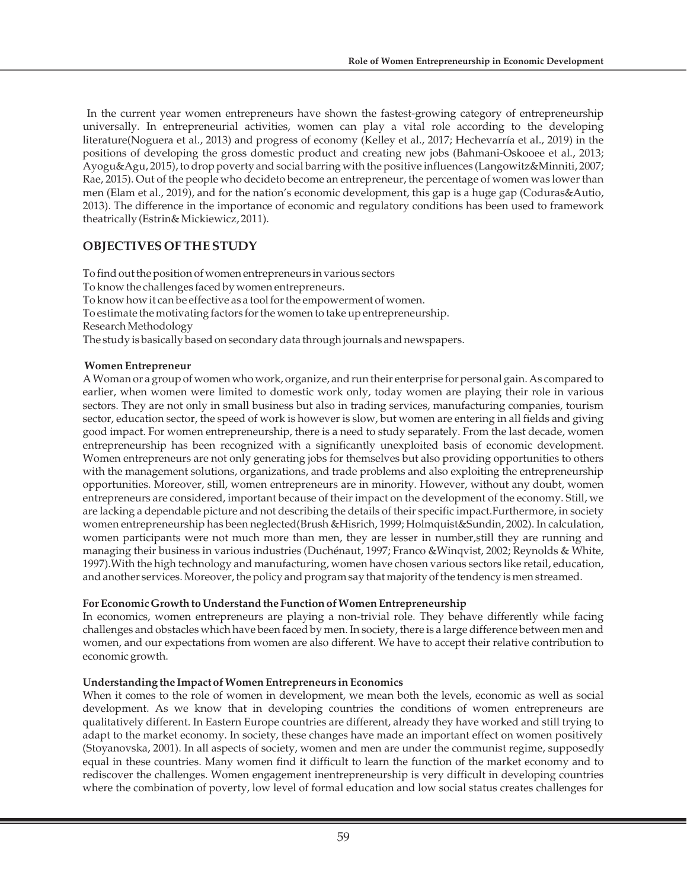In the current year women entrepreneurs have shown the fastest-growing category of entrepreneurship universally. In entrepreneurial activities, women can play a vital role according to the developing literature(Noguera et al., 2013) and progress of economy (Kelley et al., 2017; Hechevarría et al., 2019) in the positions of developing the gross domestic product and creating new jobs (Bahmani-Oskooee et al., 2013; Ayogu&Agu, 2015), to drop poverty and social barring with the positive influences (Langowitz&Minniti, 2007; Rae, 2015). Out of the people who decideto become an entrepreneur, the percentage of women was lower than men (Elam et al., 2019), and for the nation's economic development, this gap is a huge gap (Coduras&Autio, 2013). The difference in the importance of economic and regulatory conditions has been used to framework theatrically (Estrin& Mickiewicz, 2011).

## OBJECTIVES OF THE STUDY

To find out the position of women entrepreneurs in various sectors
To know the challenges faced by women entrepreneurs.
To know how it can be effective as a tool for the empowerment of women.
To estimate the motivating factors for the women to take up entrepreneurship.
Research Methodology
The study is basically based on secondary data through journals and newspapers.

**Women Entrepreneur**

A Woman or a group of women who work, organize, and run their enterprise for personal gain. As compared to earlier, when women were limited to domestic work only, today women are playing their role in various sectors. They are not only in small business but also in trading services, manufacturing companies, tourism sector, education sector, the speed of work is however is slow, but women are entering in all fields and giving good impact. For women entrepreneurship, there is a need to study separately. From the last decade, women entrepreneurship has been recognized with a significantly unexploited basis of economic development. Women entrepreneurs are not only generating jobs for themselves but also providing opportunities to others with the management solutions, organizations, and trade problems and also exploiting the entrepreneurship opportunities. Moreover, still, women entrepreneurs are in minority. However, without any doubt, women entrepreneurs are considered, important because of their impact on the development of the economy. Still, we are lacking a dependable picture and not describing the details of their specific impact.Furthermore, in society women entrepreneurship has been neglected(Brush &Hisrich, 1999; Holmquist&Sundin, 2002). In calculation, women participants were not much more than men, they are lesser in number,still they are running and managing their business in various industries (Duchénaut, 1997; Franco &Winqvist, 2002; Reynolds & White, 1997).With the high technology and manufacturing, women have chosen various sectors like retail, education, and another services. Moreover, the policy and program say that majority of the tendency is men streamed.

**For Economic Growth to Understand the Function of Women Entrepreneurship**

In economics, women entrepreneurs are playing a non-trivial role. They behave differently while facing challenges and obstacles which have been faced by men. In society, there is a large difference between men and women, and our expectations from women are also different. We have to accept their relative contribution to economic growth.

**Understanding the Impact of Women Entrepreneurs in Economics**

When it comes to the role of women in development, we mean both the levels, economic as well as social development. As we know that in developing countries the conditions of women entrepreneurs are qualitatively different. In Eastern Europe countries are different, already they have worked and still trying to adapt to the market economy. In society, these changes have made an important effect on women positively (Stoyanovska, 2001). In all aspects of society, women and men are under the communist regime, supposedly equal in these countries. Many women find it difficult to learn the function of the market economy and to rediscover the challenges. Women engagement inentrepreneurship is very difficult in developing countries where the combination of poverty, low level of formal education and low social status creates challenges for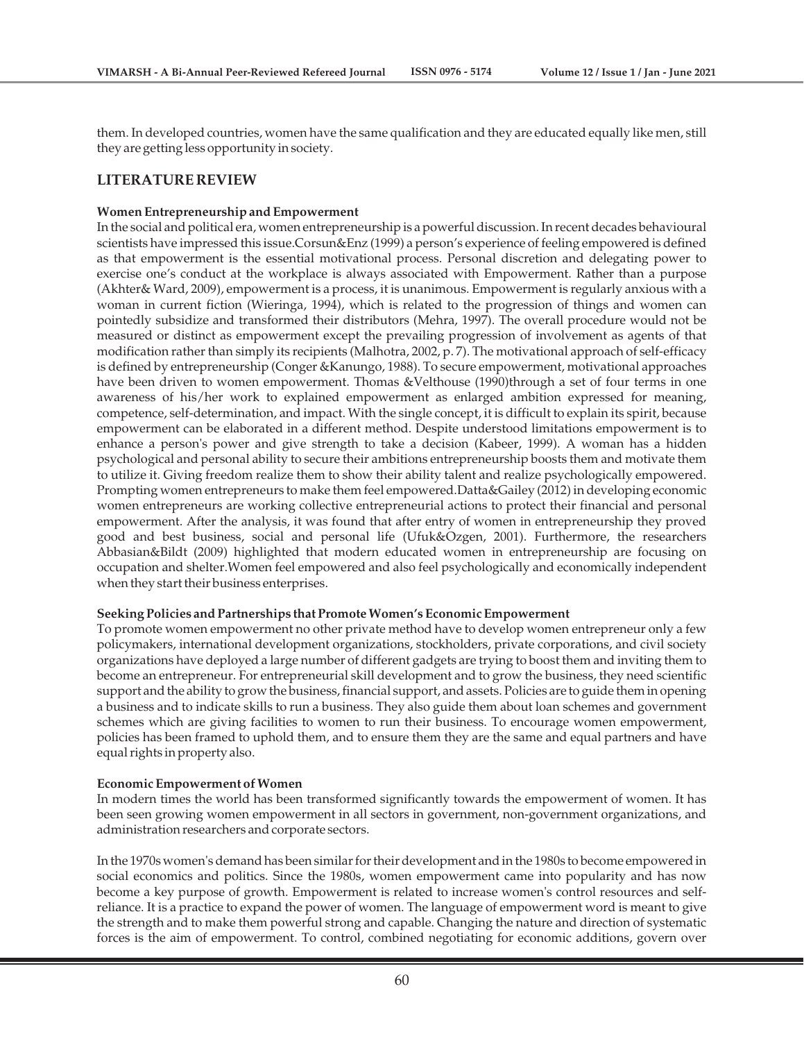them. In developed countries, women have the same qualification and they are educated equally like men, still they are getting less opportunity in society.

## LITERATURE REVIEW

### Women Entrepreneurship and Empowerment

In the social and political era, women entrepreneurship is a powerful discussion. In recent decades behavioural scientists have impressed this issue.Corsun&Enz (1999) a person's experience of feeling empowered is defined as that empowerment is the essential motivational process. Personal discretion and delegating power to exercise one's conduct at the workplace is always associated with Empowerment. Rather than a purpose (Akhter& Ward, 2009), empowerment is a process, it is unanimous. Empowerment is regularly anxious with a woman in current fiction (Wieringa, 1994), which is related to the progression of things and women can pointedly subsidize and transformed their distributors (Mehra, 1997). The overall procedure would not be measured or distinct as empowerment except the prevailing progression of involvement as agents of that modification rather than simply its recipients (Malhotra, 2002, p. 7). The motivational approach of self-efficacy is defined by entrepreneurship (Conger &Kanungo, 1988). To secure empowerment, motivational approaches have been driven to women empowerment. Thomas &Velthouse (1990)through a set of four terms in one awareness of his/her work to explained empowerment as enlarged ambition expressed for meaning, competence, self-determination, and impact. With the single concept, it is difficult to explain its spirit, because empowerment can be elaborated in a different method. Despite understood limitations empowerment is to enhance a person's power and give strength to take a decision (Kabeer, 1999). A woman has a hidden psychological and personal ability to secure their ambitions entrepreneurship boosts them and motivate them to utilize it. Giving freedom realize them to show their ability talent and realize psychologically empowered. Prompting women entrepreneurs to make them feel empowered.Datta&Gailey (2012) in developing economic women entrepreneurs are working collective entrepreneurial actions to protect their financial and personal empowerment. After the analysis, it was found that after entry of women in entrepreneurship they proved good and best business, social and personal life (Ufuk&Ozgen, 2001). Furthermore, the researchers Abbasian&Bildt (2009) highlighted that modern educated women in entrepreneurship are focusing on occupation and shelter.Women feel empowered and also feel psychologically and economically independent when they start their business enterprises.

### Seeking Policies and Partnerships that Promote Women's Economic Empowerment

To promote women empowerment no other private method have to develop women entrepreneur only a few policymakers, international development organizations, stockholders, private corporations, and civil society organizations have deployed a large number of different gadgets are trying to boost them and inviting them to become an entrepreneur. For entrepreneurial skill development and to grow the business, they need scientific support and the ability to grow the business, financial support, and assets. Policies are to guide them in opening a business and to indicate skills to run a business. They also guide them about loan schemes and government schemes which are giving facilities to women to run their business. To encourage women empowerment, policies has been framed to uphold them, and to ensure them they are the same and equal partners and have equal rights in property also.

### Economic Empowerment of Women

In modern times the world has been transformed significantly towards the empowerment of women. It has been seen growing women empowerment in all sectors in government, non-government organizations, and administration researchers and corporate sectors.

In the 1970s women's demand has been similar for their development and in the 1980s to become empowered in social economics and politics. Since the 1980s, women empowerment came into popularity and has now become a key purpose of growth. Empowerment is related to increase women's control resources and self-reliance. It is a practice to expand the power of women. The language of empowerment word is meant to give the strength and to make them powerful strong and capable. Changing the nature and direction of systematic forces is the aim of empowerment. To control, combined negotiating for economic additions, govern over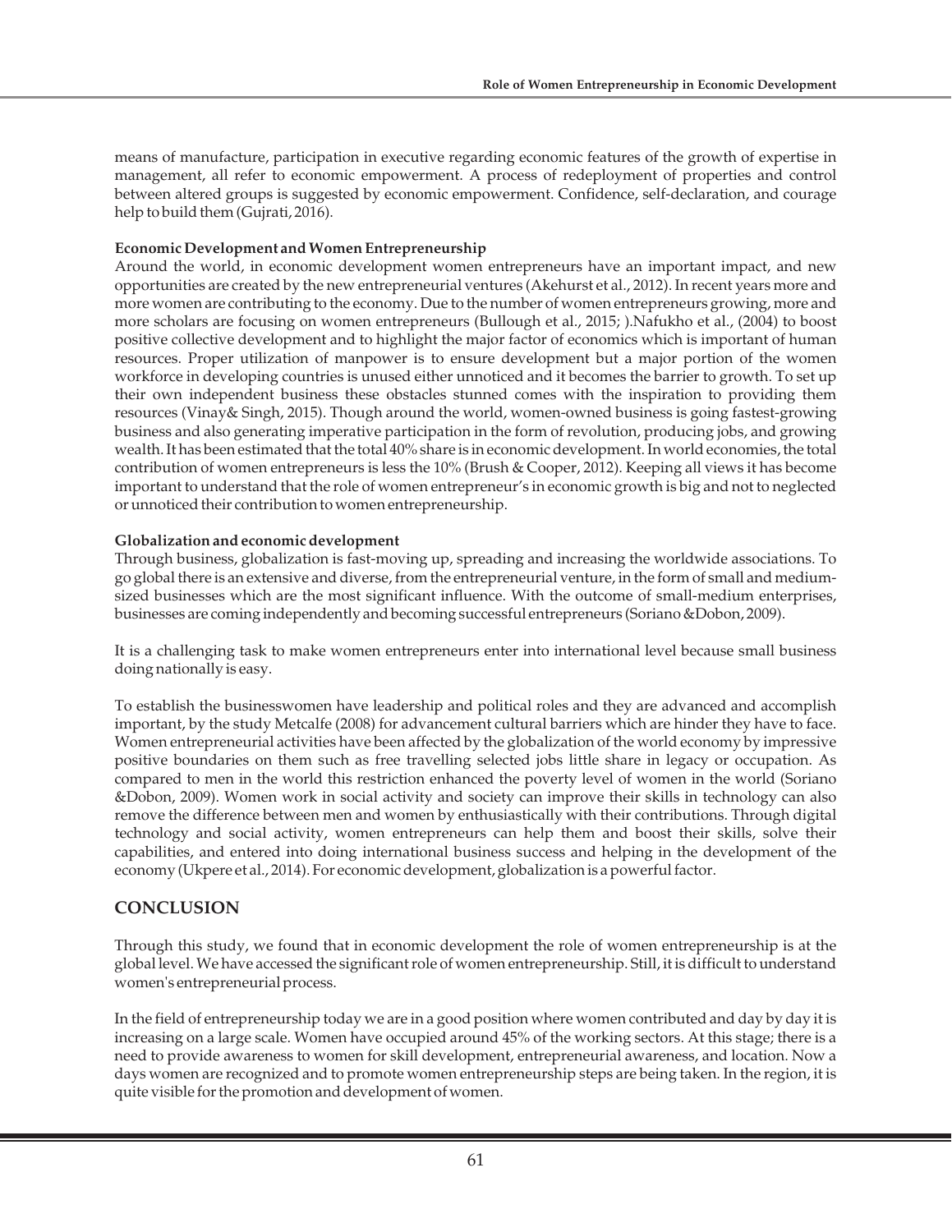means of manufacture, participation in executive regarding economic features of the growth of expertise in management, all refer to economic empowerment. A process of redeployment of properties and control between altered groups is suggested by economic empowerment. Confidence, self-declaration, and courage help to build them (Gujrati, 2016).

**Economic Development and Women Entrepreneurship**

Around the world, in economic development women entrepreneurs have an important impact, and new opportunities are created by the new entrepreneurial ventures (Akehurst et al., 2012). In recent years more and more women are contributing to the economy. Due to the number of women entrepreneurs growing, more and more scholars are focusing on women entrepreneurs (Bullough et al., 2015; ).Nafukho et al., (2004) to boost positive collective development and to highlight the major factor of economics which is important of human resources. Proper utilization of manpower is to ensure development but a major portion of the women workforce in developing countries is unused either unnoticed and it becomes the barrier to growth. To set up their own independent business these obstacles stunned comes with the inspiration to providing them resources (Vinay& Singh, 2015). Though around the world, women-owned business is going fastest-growing business and also generating imperative participation in the form of revolution, producing jobs, and growing wealth. It has been estimated that the total 40% share is in economic development. In world economies, the total contribution of women entrepreneurs is less the 10% (Brush & Cooper, 2012). Keeping all views it has become important to understand that the role of women entrepreneur's in economic growth is big and not to neglected or unnoticed their contribution to women entrepreneurship.

**Globalization and economic development**

Through business, globalization is fast-moving up, spreading and increasing the worldwide associations. To go global there is an extensive and diverse, from the entrepreneurial venture, in the form of small and medium-sized businesses which are the most significant influence. With the outcome of small-medium enterprises, businesses are coming independently and becoming successful entrepreneurs (Soriano &Dobon, 2009).

It is a challenging task to make women entrepreneurs enter into international level because small business doing nationally is easy.

To establish the businesswomen have leadership and political roles and they are advanced and accomplish important, by the study Metcalfe (2008) for advancement cultural barriers which are hinder they have to face. Women entrepreneurial activities have been affected by the globalization of the world economy by impressive positive boundaries on them such as free travelling selected jobs little share in legacy or occupation. As compared to men in the world this restriction enhanced the poverty level of women in the world (Soriano &Dobon, 2009). Women work in social activity and society can improve their skills in technology can also remove the difference between men and women by enthusiastically with their contributions. Through digital technology and social activity, women entrepreneurs can help them and boost their skills, solve their capabilities, and entered into doing international business success and helping in the development of the economy (Ukpere et al., 2014). For economic development, globalization is a powerful factor.

## CONCLUSION

Through this study, we found that in economic development the role of women entrepreneurship is at the global level. We have accessed the significant role of women entrepreneurship. Still, it is difficult to understand women's entrepreneurial process.

In the field of entrepreneurship today we are in a good position where women contributed and day by day it is increasing on a large scale. Women have occupied around 45% of the working sectors. At this stage; there is a need to provide awareness to women for skill development, entrepreneurial awareness, and location. Now a days women are recognized and to promote women entrepreneurship steps are being taken. In the region, it is quite visible for the promotion and development of women.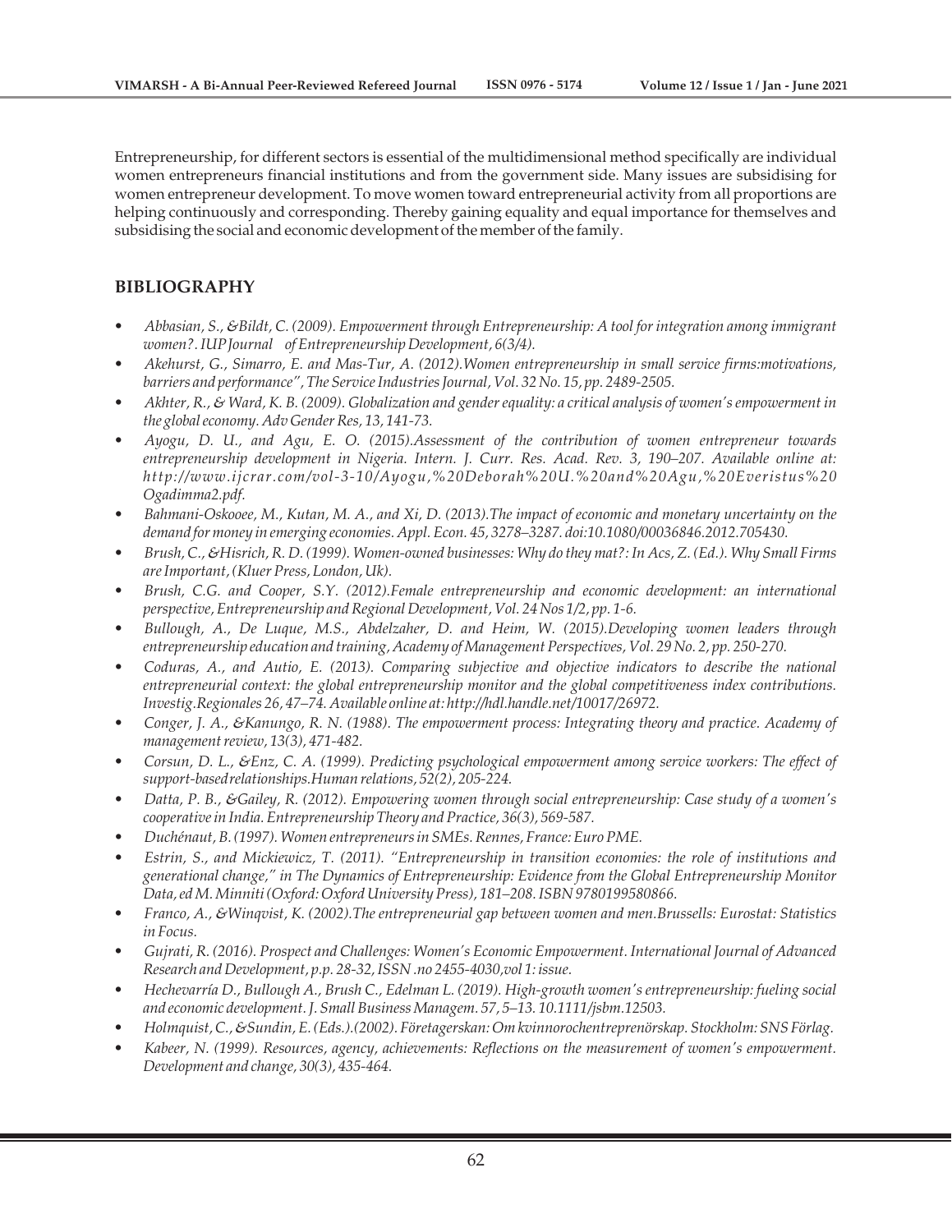Entrepreneurship, for different sectors is essential of the multidimensional method specifically are individual women entrepreneurs financial institutions and from the government side. Many issues are subsidising for women entrepreneur development. To move women toward entrepreneurial activity from all proportions are helping continuously and corresponding. Thereby gaining equality and equal importance for themselves and subsidising the social and economic development of the member of the family.

## BIBLIOGRAPHY

- *Abbasian, S., &Bildt, C. (2009). Empowerment through Entrepreneurship: A tool for integration among immigrant women?. IUP Journal of Entrepreneurship Development, 6(3/4).*
- *Akehurst, G., Simarro, E. and Mas-Tur, A. (2012).Women entrepreneurship in small service firms:motivations, barriers and performance", The Service Industries Journal, Vol. 32 No. 15, pp. 2489-2505.*
- *Akhter, R., & Ward, K. B. (2009). Globalization and gender equality: a critical analysis of women's empowerment in the global economy. Adv Gender Res, 13, 141-73.*
- *Ayogu, D. U., and Agu, E. O. (2015).Assessment of the contribution of women entrepreneur towards entrepreneurship development in Nigeria. Intern. J. Curr. Res. Acad. Rev. 3, 190–207. Available online at: http://www.ijcrar.com/vol-3-10/Ayogu,%20Deborah%20U.%20and%20Agu,%20Everistus%20 Ogadimma2.pdf.*
- *Bahmani-Oskooee, M., Kutan, M. A., and Xi, D. (2013).The impact of economic and monetary uncertainty on the demand for money in emerging economies. Appl. Econ. 45, 3278–3287. doi:10.1080/00036846.2012.705430.*
- *Brush, C., &Hisrich, R. D. (1999). Women-owned businesses: Why do they mat?: In Acs, Z. (Ed.). Why Small Firms are Important, (Kluer Press, London, Uk).*
- *Brush, C.G. and Cooper, S.Y. (2012).Female entrepreneurship and economic development: an international perspective, Entrepreneurship and Regional Development, Vol. 24 Nos 1/2, pp. 1-6.*
- *Bullough, A., De Luque, M.S., Abdelzaher, D. and Heim, W. (2015).Developing women leaders through entrepreneurship education and training, Academy of Management Perspectives, Vol. 29 No. 2, pp. 250-270.*
- *Coduras, A., and Autio, E. (2013). Comparing subjective and objective indicators to describe the national entrepreneurial context: the global entrepreneurship monitor and the global competitiveness index contributions. Investig.Regionales 26, 47–74. Available online at: http://hdl.handle.net/10017/26972.*
- *Conger, J. A., &Kanungo, R. N. (1988). The empowerment process: Integrating theory and practice. Academy of management review, 13(3), 471-482.*
- *Corsun, D. L., &Enz, C. A. (1999). Predicting psychological empowerment among service workers: The effect of support-basedrelationships.Human relations, 52(2), 205-224.*
- *Datta, P. B., &Gailey, R. (2012). Empowering women through social entrepreneurship: Case study of a women's cooperative in India. Entrepreneurship Theory and Practice, 36(3), 569-587.*
- *Duchénaut, B. (1997). Women entrepreneurs in SMEs. Rennes, France: Euro PME.*
- *Estrin, S., and Mickiewicz, T. (2011). "Entrepreneurship in transition economies: the role of institutions and generational change," in The Dynamics of Entrepreneurship: Evidence from the Global Entrepreneurship Monitor Data, ed M. Minniti (Oxford: Oxford University Press), 181–208. ISBN 9780199580866.*
- *Franco, A., &Winqvist, K. (2002).The entrepreneurial gap between women and men.Brussells: Eurostat: Statistics in Focus.*
- *Gujrati, R. (2016). Prospect and Challenges: Women's Economic Empowerment. International Journal of Advanced Research and Development, p.p. 28-32, ISSN .no 2455-4030,vol 1: issue.*
- *Hechevarría D., Bullough A., Brush C., Edelman L. (2019). High-growth women's entrepreneurship: fueling social and economic development. J. Small Business Managem. 57, 5–13. 10.1111/jsbm.12503.*
- *Holmquist, C., &Sundin, E. (Eds.).(2002). Företagerskan: Om kvinnorochentreprenörskap. Stockholm: SNS Förlag.*
- *Kabeer, N. (1999). Resources, agency, achievements: Reflections on the measurement of women's empowerment. Development and change, 30(3), 435-464.*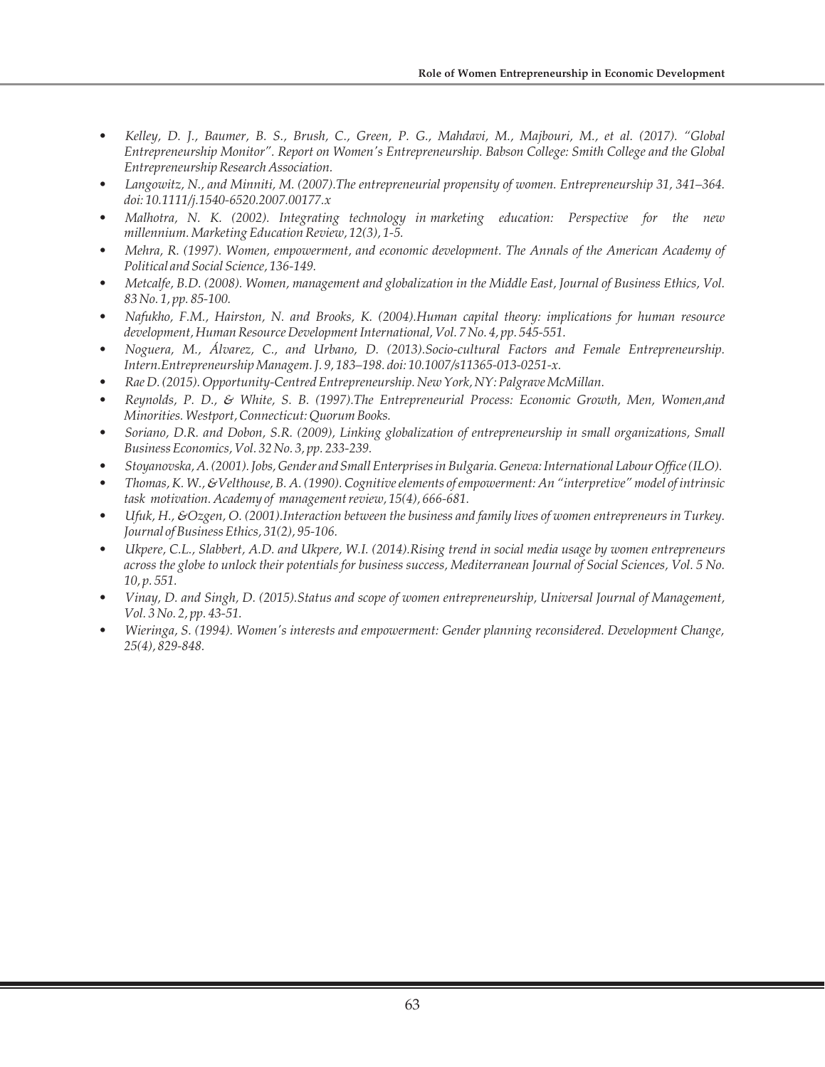- *Kelley, D. J., Baumer, B. S., Brush, C., Green, P. G., Mahdavi, M., Majbouri, M., et al. (2017). "Global Entrepreneurship Monitor". Report on Women's Entrepreneurship. Babson College: Smith College and the Global Entrepreneurship Research Association.*
- *Langowitz, N., and Minniti, M. (2007).The entrepreneurial propensity of women. Entrepreneurship 31, 341–364. doi: 10.1111/j.1540-6520.2007.00177.x*
- *Malhotra, N. K. (2002). Integrating technology in marketing education: Perspective for the new millennium. Marketing Education Review, 12(3), 1-5.*
- *Mehra, R. (1997). Women, empowerment, and economic development. The Annals of the American Academy of Political and Social Science, 136-149.*
- *Metcalfe, B.D. (2008). Women, management and globalization in the Middle East, Journal of Business Ethics, Vol. 83 No. 1, pp. 85-100.*
- *Nafukho, F.M., Hairston, N. and Brooks, K. (2004).Human capital theory: implications for human resource development, Human Resource Development International, Vol. 7 No. 4, pp. 545-551.*
- *Noguera, M., Álvarez, C., and Urbano, D. (2013).Socio-cultural Factors and Female Entrepreneurship. Intern.Entrepreneurship Managem. J. 9, 183–198. doi: 10.1007/s11365-013-0251-x.*
- *Rae D. (2015). Opportunity-Centred Entrepreneurship. New York, NY: Palgrave McMillan.*
- *Reynolds, P. D., & White, S. B. (1997).The Entrepreneurial Process: Economic Growth, Men, Women,and Minorities. Westport, Connecticut: Quorum Books.*
- *Soriano, D.R. and Dobon, S.R. (2009), Linking globalization of entrepreneurship in small organizations, Small Business Economics, Vol. 32 No. 3, pp. 233-239.*
- *Stoyanovska, A. (2001). Jobs, Gender and Small Enterprises in Bulgaria. Geneva: International Labour Office (ILO).*
- *Thomas, K. W., &Velthouse, B. A. (1990). Cognitive elements of empowerment: An "interpretive" model of intrinsic task motivation. Academy of management review, 15(4), 666-681.*
- *Ufuk, H., &Ozgen, O. (2001).Interaction between the business and family lives of women entrepreneurs in Turkey. Journal of Business Ethics, 31(2), 95-106.*
- *Ukpere, C.L., Slabbert, A.D. and Ukpere, W.I. (2014).Rising trend in social media usage by women entrepreneurs across the globe to unlock their potentials for business success, Mediterranean Journal of Social Sciences, Vol. 5 No. 10, p. 551.*
- *Vinay, D. and Singh, D. (2015).Status and scope of women entrepreneurship, Universal Journal of Management, Vol. 3 No. 2, pp. 43-51.*
- *Wieringa, S. (1994). Women's interests and empowerment: Gender planning reconsidered. Development Change, 25(4), 829-848.*